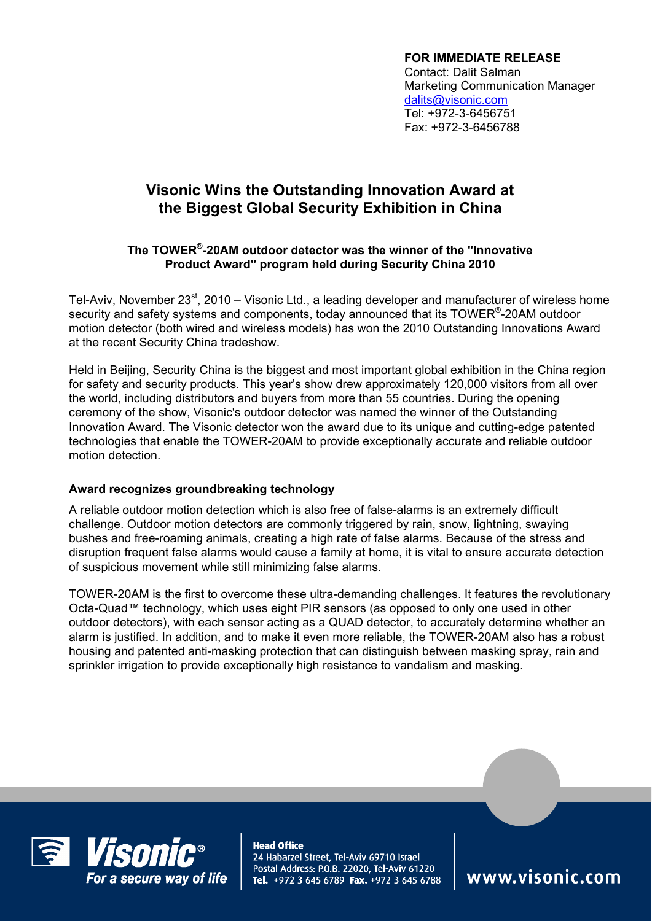**FOR IMMEDIATE RELEASE**
Contact: Dalit Salman
Marketing Communication Manager
dalits@visonic.com
Tel: +972-3-6456751
Fax: +972-3-6456788

# Visonic Wins the Outstanding Innovation Award at the Biggest Global Security Exhibition in China

### The TOWER®-20AM outdoor detector was the winner of the "Innovative Product Award" program held during Security China 2010

Tel-Aviv, November 23st, 2010 – Visonic Ltd., a leading developer and manufacturer of wireless home security and safety systems and components, today announced that its TOWER®-20AM outdoor motion detector (both wired and wireless models) has won the 2010 Outstanding Innovations Award at the recent Security China tradeshow.

Held in Beijing, Security China is the biggest and most important global exhibition in the China region for safety and security products. This year's show drew approximately 120,000 visitors from all over the world, including distributors and buyers from more than 55 countries. During the opening ceremony of the show, Visonic's outdoor detector was named the winner of the Outstanding Innovation Award. The Visonic detector won the award due to its unique and cutting-edge patented technologies that enable the TOWER-20AM to provide exceptionally accurate and reliable outdoor motion detection.

**Award recognizes groundbreaking technology**

A reliable outdoor motion detection which is also free of false-alarms is an extremely difficult challenge. Outdoor motion detectors are commonly triggered by rain, snow, lightning, swaying bushes and free-roaming animals, creating a high rate of false alarms. Because of the stress and disruption frequent false alarms would cause a family at home, it is vital to ensure accurate detection of suspicious movement while still minimizing false alarms.

TOWER-20AM is the first to overcome these ultra-demanding challenges. It features the revolutionary Octa-Quad™ technology, which uses eight PIR sensors (as opposed to only one used in other outdoor detectors), with each sensor acting as a QUAD detector, to accurately determine whether an alarm is justified. In addition, and to make it even more reliable, the TOWER-20AM also has a robust housing and patented anti-masking protection that can distinguish between masking spray, rain and sprinkler irrigation to provide exceptionally high resistance to vandalism and masking.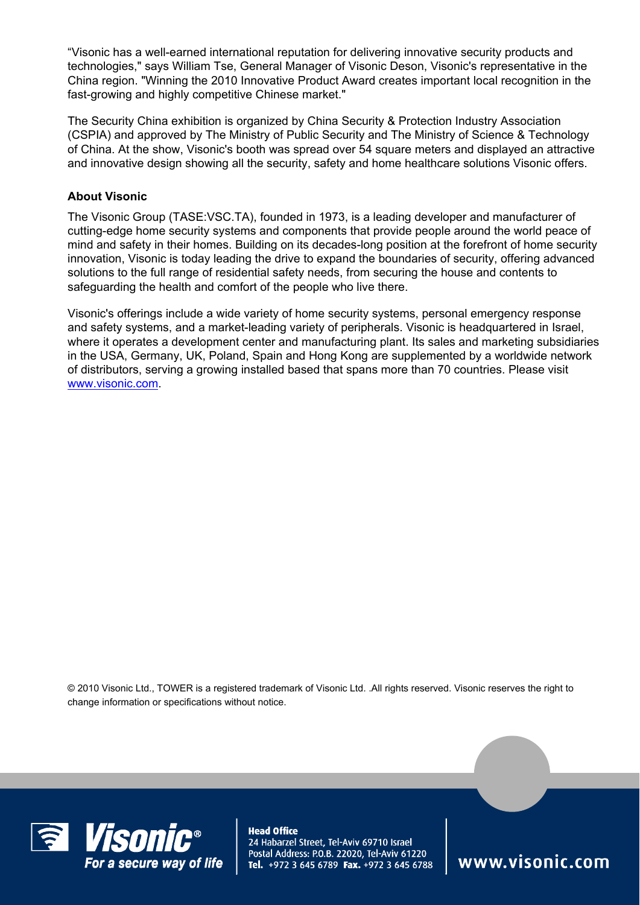"Visonic has a well-earned international reputation for delivering innovative security products and technologies," says William Tse, General Manager of Visonic Deson, Visonic's representative in the China region. "Winning the 2010 Innovative Product Award creates important local recognition in the fast-growing and highly competitive Chinese market."

The Security China exhibition is organized by China Security & Protection Industry Association (CSPIA) and approved by The Ministry of Public Security and The Ministry of Science & Technology of China. At the show, Visonic's booth was spread over 54 square meters and displayed an attractive and innovative design showing all the security, safety and home healthcare solutions Visonic offers.

**About Visonic**

The Visonic Group (TASE:VSC.TA), founded in 1973, is a leading developer and manufacturer of cutting-edge home security systems and components that provide people around the world peace of mind and safety in their homes. Building on its decades-long position at the forefront of home security innovation, Visonic is today leading the drive to expand the boundaries of security, offering advanced solutions to the full range of residential safety needs, from securing the house and contents to safeguarding the health and comfort of the people who live there.

Visonic's offerings include a wide variety of home security systems, personal emergency response and safety systems, and a market-leading variety of peripherals. Visonic is headquartered in Israel, where it operates a development center and manufacturing plant. Its sales and marketing subsidiaries in the USA, Germany, UK, Poland, Spain and Hong Kong are supplemented by a worldwide network of distributors, serving a growing installed based that spans more than 70 countries. Please visit www.visonic.com.

© 2010 Visonic Ltd., TOWER is a registered trademark of Visonic Ltd. .All rights reserved. Visonic reserves the right to change information or specifications without notice.

Visonic® For a secure way of life

**Head Office**
24 Habarzel Street, Tel-Aviv 69710 Israel
Postal Address: P.O.B. 22020, Tel-Aviv 61220
**Tel.** +972 3 645 6789 **Fax.** +972 3 645 6788

www.visonic.com